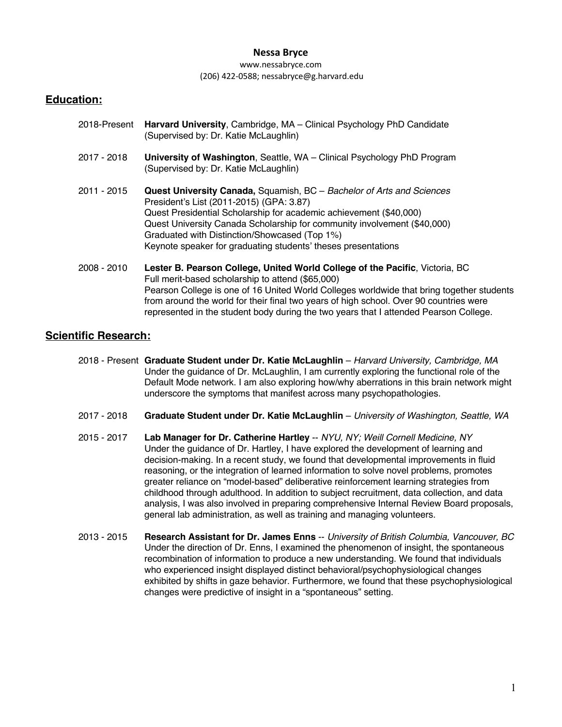# Nessa Bryce

www.nessabryce.com
(206) 422-0588; nessabryce@g.harvard.edu

## Education:

**2018-Present** — **Harvard University**, Cambridge, MA – Clinical Psychology PhD Candidate
(Supervised by: Dr. Katie McLaughlin)

**2017 - 2018** — **University of Washington**, Seattle, WA – Clinical Psychology PhD Program
(Supervised by: Dr. Katie McLaughlin)

**2011 - 2015** — **Quest University Canada,** Squamish, BC – *Bachelor of Arts and Sciences*
President's List (2011-2015) (GPA: 3.87)
Quest Presidential Scholarship for academic achievement ($40,000)
Quest University Canada Scholarship for community involvement ($40,000)
Graduated with Distinction/Showcased (Top 1%)
Keynote speaker for graduating students' theses presentations

**2008 - 2010** — **Lester B. Pearson College, United World College of the Pacific**, Victoria, BC
Full merit-based scholarship to attend ($65,000)
Pearson College is one of 16 United World Colleges worldwide that bring together students from around the world for their final two years of high school. Over 90 countries were represented in the student body during the two years that I attended Pearson College.

## Scientific Research:

**2018 - Present** — **Graduate Student under Dr. Katie McLaughlin** – *Harvard University, Cambridge, MA*
Under the guidance of Dr. McLaughlin, I am currently exploring the functional role of the Default Mode network. I am also exploring how/why aberrations in this brain network might underscore the symptoms that manifest across many psychopathologies.

**2017 - 2018** — **Graduate Student under Dr. Katie McLaughlin** – *University of Washington, Seattle, WA*

**2015 - 2017** — **Lab Manager for Dr. Catherine Hartley** -- *NYU, NY; Weill Cornell Medicine, NY*
Under the guidance of Dr. Hartley, I have explored the development of learning and decision-making. In a recent study, we found that developmental improvements in fluid reasoning, or the integration of learned information to solve novel problems, promotes greater reliance on "model-based" deliberative reinforcement learning strategies from childhood through adulthood. In addition to subject recruitment, data collection, and data analysis, I was also involved in preparing comprehensive Internal Review Board proposals, general lab administration, as well as training and managing volunteers.

**2013 - 2015** — **Research Assistant for Dr. James Enns** -- *University of British Columbia, Vancouver, BC*
Under the direction of Dr. Enns, I examined the phenomenon of insight, the spontaneous recombination of information to produce a new understanding. We found that individuals who experienced insight displayed distinct behavioral/psychophysiological changes exhibited by shifts in gaze behavior. Furthermore, we found that these psychophysiological changes were predictive of insight in a "spontaneous" setting.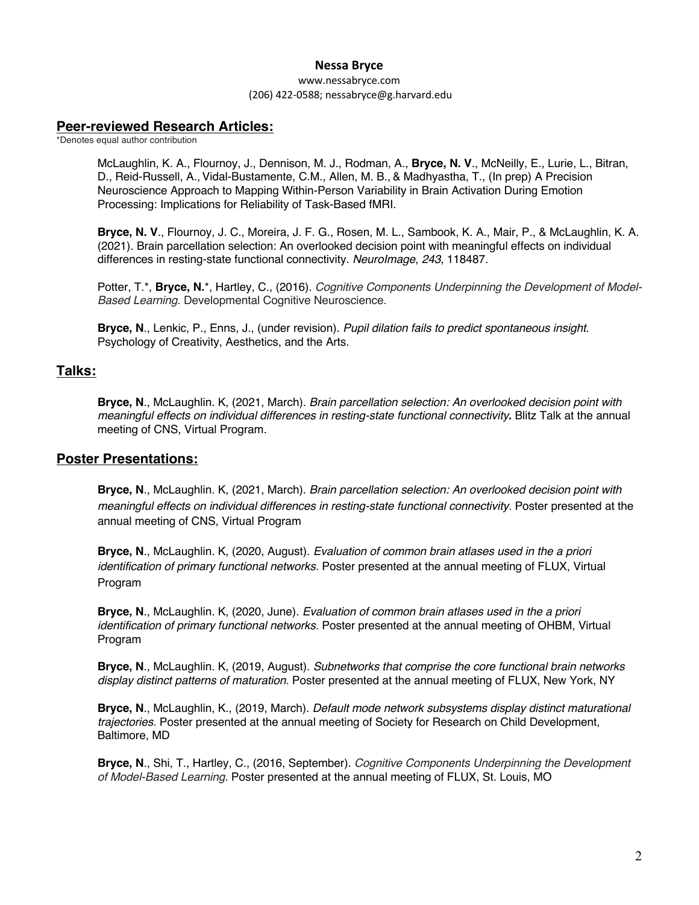**Nessa Bryce**
www.nessabryce.com
(206) 422-0588; nessabryce@g.harvard.edu

## Peer-reviewed Research Articles:

*Denotes equal author contribution

McLaughlin, K. A., Flournoy, J., Dennison, M. J., Rodman, A., **Bryce, N. V**., McNeilly, E., Lurie, L., Bitran, D., Reid-Russell, A., Vidal-Bustamente, C.M., Allen, M. B., & Madhyastha, T., (In prep) A Precision Neuroscience Approach to Mapping Within-Person Variability in Brain Activation During Emotion Processing: Implications for Reliability of Task-Based fMRI.

**Bryce, N. V**., Flournoy, J. C., Moreira, J. F. G., Rosen, M. L., Sambook, K. A., Mair, P., & McLaughlin, K. A. (2021). Brain parcellation selection: An overlooked decision point with meaningful effects on individual differences in resting-state functional connectivity. *NeuroImage*, *243*, 118487.

Potter, T.*, **Bryce, N.***, Hartley, C., (2016). *Cognitive Components Underpinning the Development of Model-Based Learning*. Developmental Cognitive Neuroscience.

**Bryce, N**., Lenkic, P., Enns, J., (under revision). *Pupil dilation fails to predict spontaneous insight*. Psychology of Creativity, Aesthetics, and the Arts.

## Talks:

**Bryce, N**., McLaughlin. K, (2021, March). *Brain parcellation selection: An overlooked decision point with meaningful effects on individual differences in resting-state functional connectivity***.** Blitz Talk at the annual meeting of CNS, Virtual Program.

## Poster Presentations:

**Bryce, N**., McLaughlin. K, (2021, March). *Brain parcellation selection: An overlooked decision point with meaningful effects on individual differences in resting-state functional connectivity.* Poster presented at the annual meeting of CNS, Virtual Program

**Bryce, N**., McLaughlin. K, (2020, August). *Evaluation of common brain atlases used in the a priori identification of primary functional networks.* Poster presented at the annual meeting of FLUX, Virtual Program

**Bryce, N**., McLaughlin. K, (2020, June). *Evaluation of common brain atlases used in the a priori identification of primary functional networks.* Poster presented at the annual meeting of OHBM, Virtual Program

**Bryce, N**., McLaughlin. K, (2019, August). *Subnetworks that comprise the core functional brain networks display distinct patterns of maturation.* Poster presented at the annual meeting of FLUX, New York, NY

**Bryce, N**., McLaughlin, K., (2019, March). *Default mode network subsystems display distinct maturational trajectories*. Poster presented at the annual meeting of Society for Research on Child Development, Baltimore, MD

**Bryce, N**., Shi, T., Hartley, C., (2016, September). *Cognitive Components Underpinning the Development of Model-Based Learning*. Poster presented at the annual meeting of FLUX, St. Louis, MO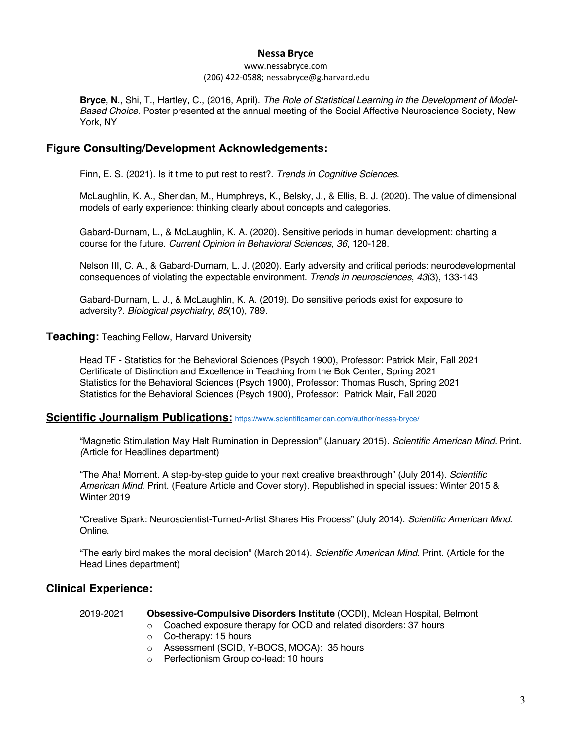**Nessa Bryce**

www.nessabryce.com

(206) 422-0588; nessabryce@g.harvard.edu

**Bryce, N**., Shi, T., Hartley, C., (2016, April). *The Role of Statistical Learning in the Development of Model-Based Choice*. Poster presented at the annual meeting of the Social Affective Neuroscience Society, New York, NY

## Figure Consulting/Development Acknowledgements:

Finn, E. S. (2021). Is it time to put rest to rest?. *Trends in Cognitive Sciences*.

McLaughlin, K. A., Sheridan, M., Humphreys, K., Belsky, J., & Ellis, B. J. (2020). The value of dimensional models of early experience: thinking clearly about concepts and categories.

Gabard-Durnam, L., & McLaughlin, K. A. (2020). Sensitive periods in human development: charting a course for the future. *Current Opinion in Behavioral Sciences*, *36*, 120-128.

Nelson III, C. A., & Gabard-Durnam, L. J. (2020). Early adversity and critical periods: neurodevelopmental consequences of violating the expectable environment. *Trends in neurosciences*, *43*(3), 133-143

Gabard-Durnam, L. J., & McLaughlin, K. A. (2019). Do sensitive periods exist for exposure to adversity?. *Biological psychiatry*, *85*(10), 789.

## Teaching: Teaching Fellow, Harvard University

Head TF - Statistics for the Behavioral Sciences (Psych 1900), Professor: Patrick Mair, Fall 2021
Certificate of Distinction and Excellence in Teaching from the Bok Center, Spring 2021
Statistics for the Behavioral Sciences (Psych 1900), Professor: Thomas Rusch, Spring 2021
Statistics for the Behavioral Sciences (Psych 1900), Professor: Patrick Mair, Fall 2020

## Scientific Journalism Publications: https://www.scientificamerican.com/author/nessa-bryce/

"Magnetic Stimulation May Halt Rumination in Depression" (January 2015). *Scientific American Mind.* Print. (Article for Headlines department)

"The Aha! Moment. A step-by-step guide to your next creative breakthrough" (July 2014). *Scientific American Mind*. Print. (Feature Article and Cover story). Republished in special issues: Winter 2015 & Winter 2019

"Creative Spark: Neuroscientist-Turned-Artist Shares His Process" (July 2014). *Scientific American Mind*. Online.

"The early bird makes the moral decision" (March 2014). *Scientific American Mind*. Print. (Article for the Head Lines department)

## Clinical Experience:

2019-2021 **Obsessive-Compulsive Disorders Institute** (OCDI), Mclean Hospital, Belmont

- Coached exposure therapy for OCD and related disorders: 37 hours
- Co-therapy: 15 hours
- Assessment (SCID, Y-BOCS, MOCA): 35 hours
- Perfectionism Group co-lead: 10 hours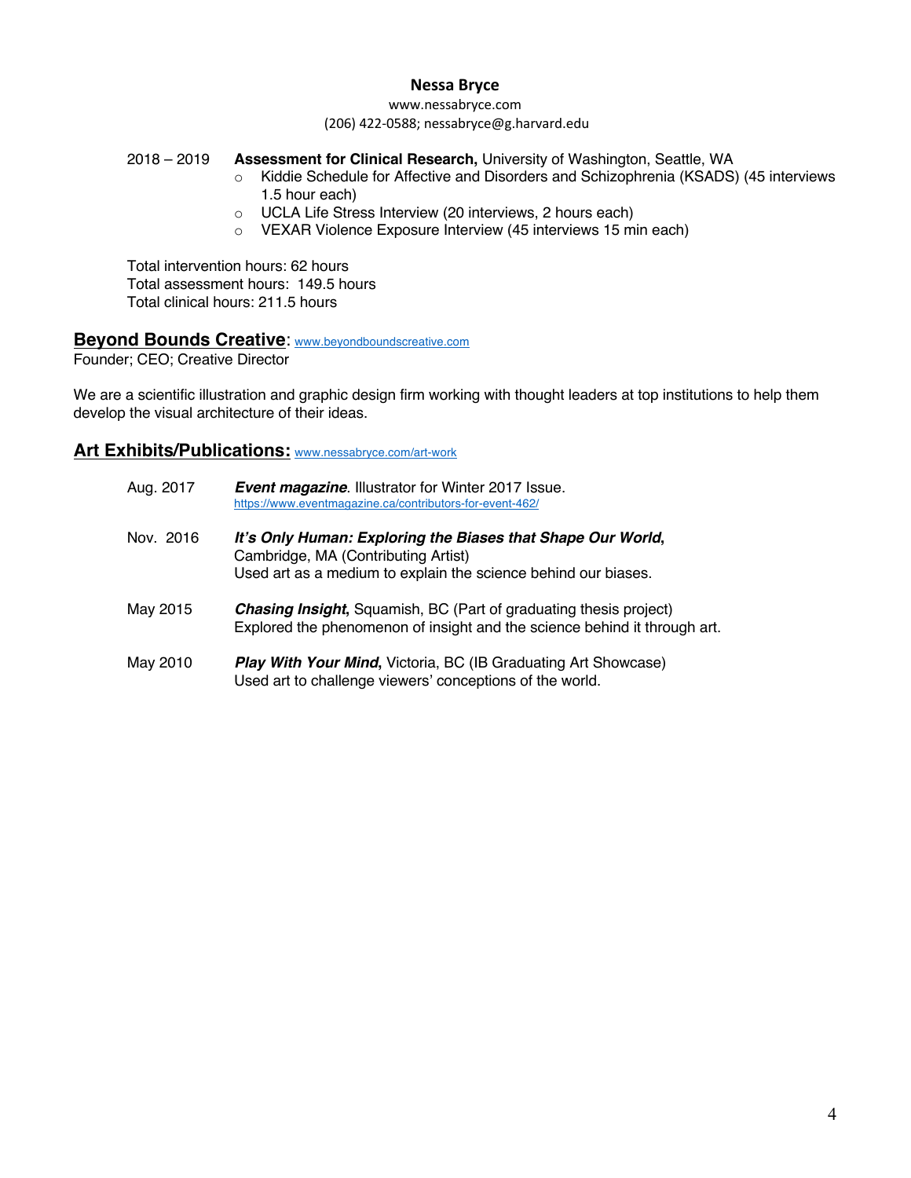**Nessa Bryce**

www.nessabryce.com

(206) 422-0588; nessabryce@g.harvard.edu

2018 – 2019 **Assessment for Clinical Research,** University of Washington, Seattle, WA

- Kiddie Schedule for Affective and Disorders and Schizophrenia (KSADS) (45 interviews 1.5 hour each)
- UCLA Life Stress Interview (20 interviews, 2 hours each)
- VEXAR Violence Exposure Interview (45 interviews 15 min each)

Total intervention hours: 62 hours

Total assessment hours: 149.5 hours

Total clinical hours: 211.5 hours

## Beyond Bounds Creative: www.beyondboundscreative.com

Founder; CEO; Creative Director

We are a scientific illustration and graphic design firm working with thought leaders at top institutions to help them develop the visual architecture of their ideas.

## Art Exhibits/Publications: www.nessabryce.com/art-work

Aug. 2017 ***Event magazine***. Illustrator for Winter 2017 Issue.
https://www.eventmagazine.ca/contributors-for-event-462/

Nov. 2016 ***It's Only Human: Exploring the Biases that Shape Our World***, Cambridge, MA (Contributing Artist)
Used art as a medium to explain the science behind our biases.

May 2015 ***Chasing Insight***, Squamish, BC (Part of graduating thesis project)
Explored the phenomenon of insight and the science behind it through art.

May 2010 ***Play With Your Mind***, Victoria, BC (IB Graduating Art Showcase)
Used art to challenge viewers' conceptions of the world.